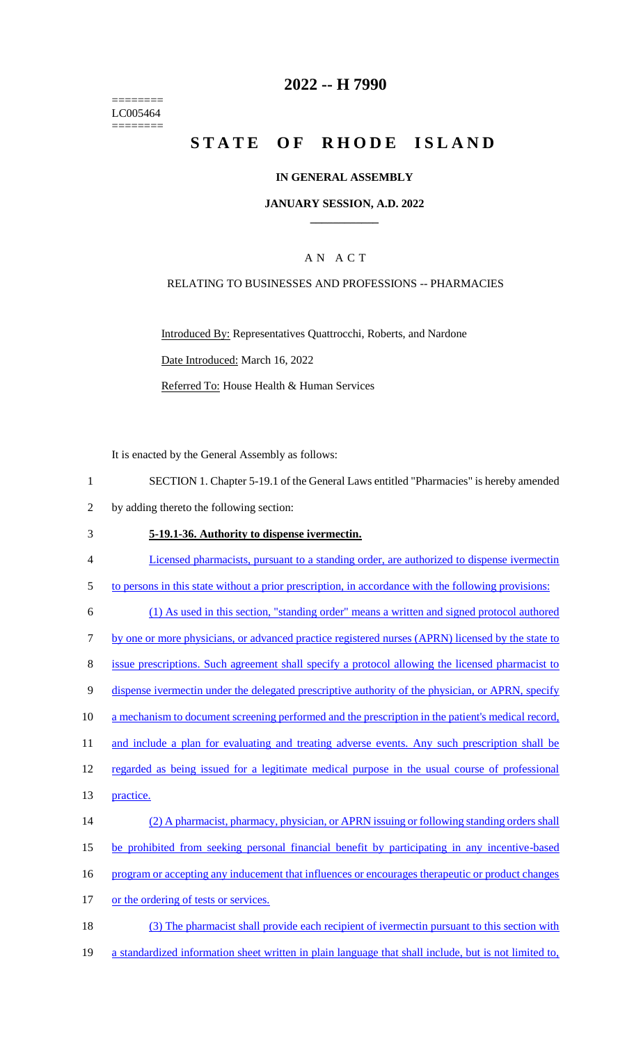========
LC005464
========

# 2022 -- H 7990

# STATE OF RHODE ISLAND

## IN GENERAL ASSEMBLY

### JANUARY SESSION, A.D. 2022

____________

A N A C T

RELATING TO BUSINESSES AND PROFESSIONS -- PHARMACIES

Introduced By: Representatives Quattrocchi, Roberts, and Nardone

Date Introduced: March 16, 2022

Referred To: House Health & Human Services

It is enacted by the General Assembly as follows:

1 SECTION 1. Chapter 5-19.1 of the General Laws entitled "Pharmacies" is hereby amended
2 by adding thereto the following section:

3 **5-19.1-36. Authority to dispense ivermectin.**

4 Licensed pharmacists, pursuant to a standing order, are authorized to dispense ivermectin
5 to persons in this state without a prior prescription, in accordance with the following provisions:

6 (1) As used in this section, "standing order" means a written and signed protocol authored
7 by one or more physicians, or advanced practice registered nurses (APRN) licensed by the state to
8 issue prescriptions. Such agreement shall specify a protocol allowing the licensed pharmacist to
9 dispense ivermectin under the delegated prescriptive authority of the physician, or APRN, specify
10 a mechanism to document screening performed and the prescription in the patient's medical record,
11 and include a plan for evaluating and treating adverse events. Any such prescription shall be
12 regarded as being issued for a legitimate medical purpose in the usual course of professional
13 practice.

14 (2) A pharmacist, pharmacy, physician, or APRN issuing or following standing orders shall
15 be prohibited from seeking personal financial benefit by participating in any incentive-based
16 program or accepting any inducement that influences or encourages therapeutic or product changes
17 or the ordering of tests or services.

18 (3) The pharmacist shall provide each recipient of ivermectin pursuant to this section with
19 a standardized information sheet written in plain language that shall include, but is not limited to,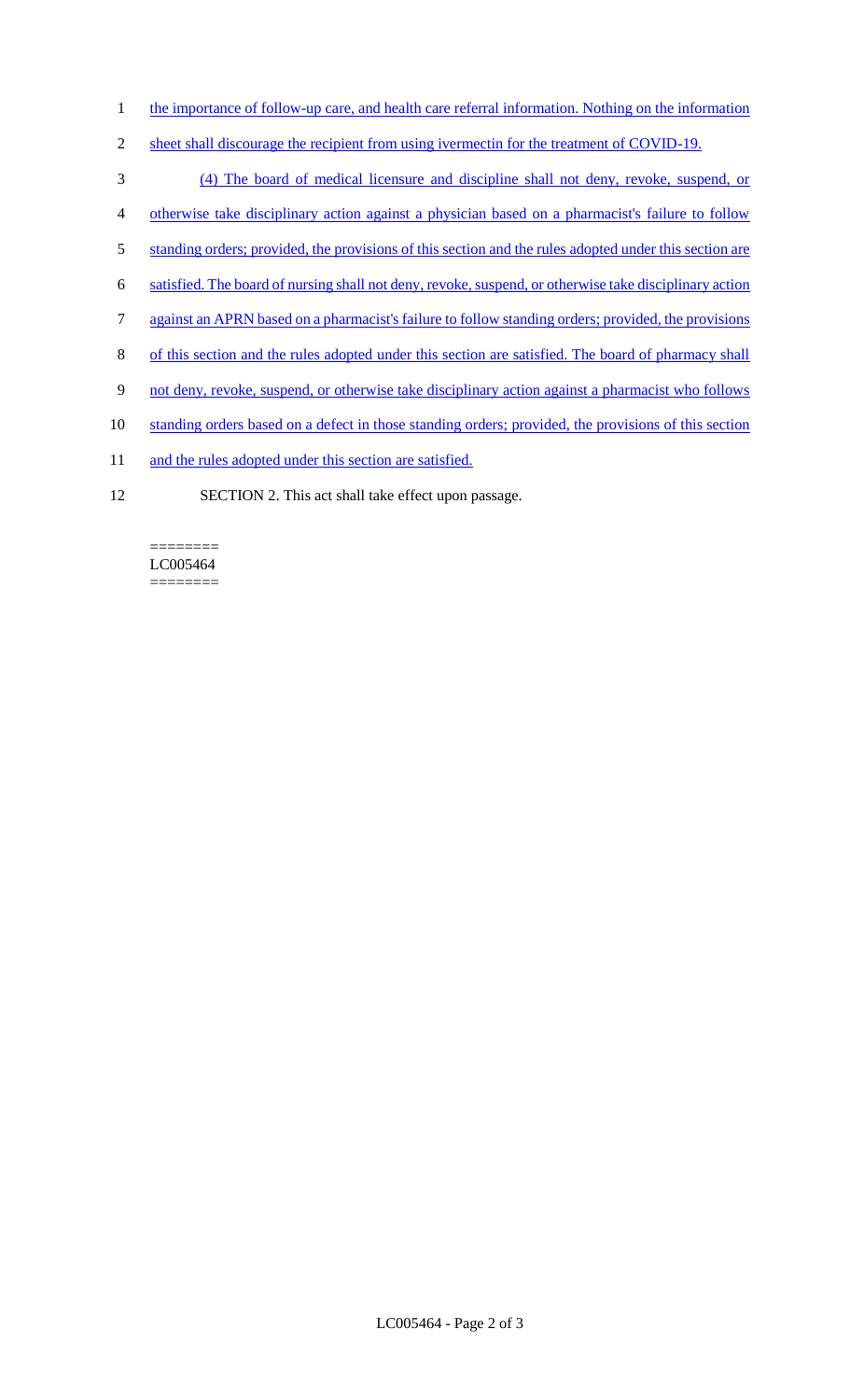the importance of follow-up care, and health care referral information. Nothing on the information sheet shall discourage the recipient from using ivermectin for the treatment of COVID-19.

(4) The board of medical licensure and discipline shall not deny, revoke, suspend, or otherwise take disciplinary action against a physician based on a pharmacist's failure to follow standing orders; provided, the provisions of this section and the rules adopted under this section are satisfied. The board of nursing shall not deny, revoke, suspend, or otherwise take disciplinary action against an APRN based on a pharmacist's failure to follow standing orders; provided, the provisions of this section and the rules adopted under this section are satisfied. The board of pharmacy shall not deny, revoke, suspend, or otherwise take disciplinary action against a pharmacist who follows standing orders based on a defect in those standing orders; provided, the provisions of this section and the rules adopted under this section are satisfied.

SECTION 2. This act shall take effect upon passage.

========
LC005464
========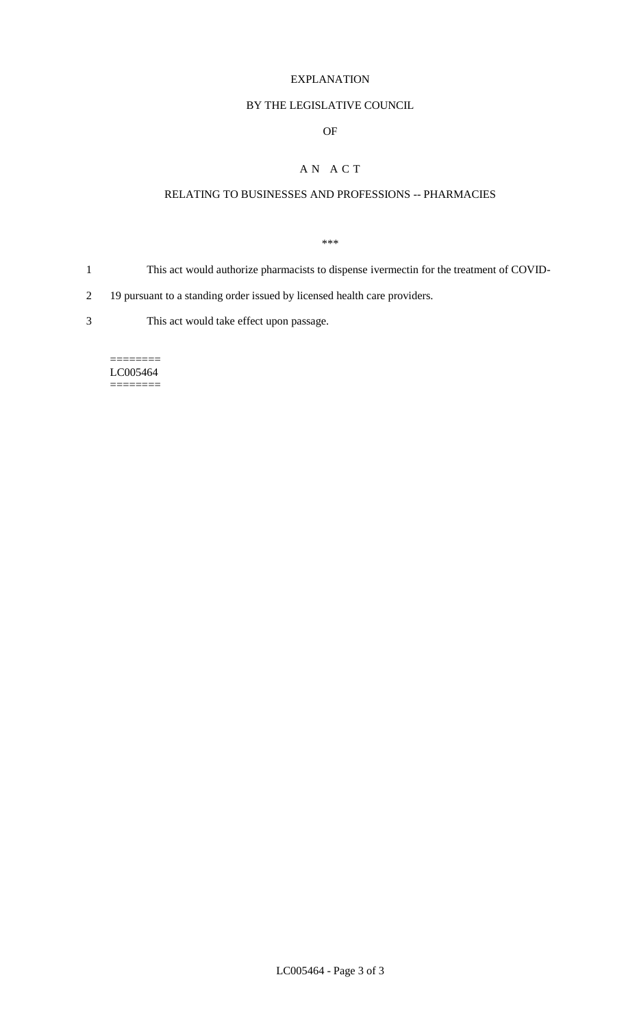EXPLANATION

BY THE LEGISLATIVE COUNCIL

OF

A N A C T

RELATING TO BUSINESSES AND PROFESSIONS -- PHARMACIES

\*\*\*

1 This act would authorize pharmacists to dispense ivermectin for the treatment of COVID-
2 19 pursuant to a standing order issued by licensed health care providers.
3 This act would take effect upon passage.

========
LC005464
========